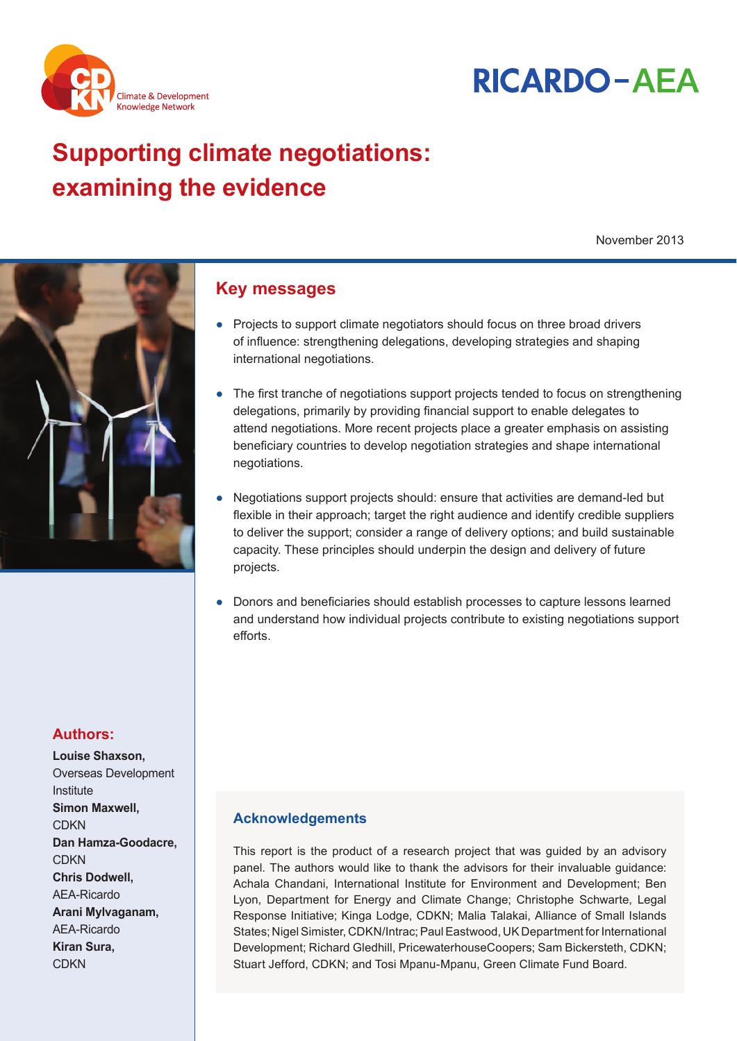Climate & Development Knowledge Network

RICARDO-AEA

# Supporting climate negotiations: examining the evidence

November 2013

## Key messages

- Projects to support climate negotiators should focus on three broad drivers of influence: strengthening delegations, developing strategies and shaping international negotiations.
- The first tranche of negotiations support projects tended to focus on strengthening delegations, primarily by providing financial support to enable delegates to attend negotiations. More recent projects place a greater emphasis on assisting beneficiary countries to develop negotiation strategies and shape international negotiations.
- Negotiations support projects should: ensure that activities are demand-led but flexible in their approach; target the right audience and identify credible suppliers to deliver the support; consider a range of delivery options; and build sustainable capacity. These principles should underpin the design and delivery of future projects.
- Donors and beneficiaries should establish processes to capture lessons learned and understand how individual projects contribute to existing negotiations support efforts.

## Authors:

**Louise Shaxson,** Overseas Development Institute
**Simon Maxwell,** CDKN
**Dan Hamza-Goodacre,** CDKN
**Chris Dodwell,** AEA-Ricardo
**Arani Mylvaganam,** AEA-Ricardo
**Kiran Sura,** CDKN

### Acknowledgements

This report is the product of a research project that was guided by an advisory panel. The authors would like to thank the advisors for their invaluable guidance: Achala Chandani, International Institute for Environment and Development; Ben Lyon, Department for Energy and Climate Change; Christophe Schwarte, Legal Response Initiative; Kinga Lodge, CDKN; Malia Talakai, Alliance of Small Islands States; Nigel Simister, CDKN/Intrac; Paul Eastwood, UK Department for International Development; Richard Gledhill, PricewaterhouseCoopers; Sam Bickersteth, CDKN; Stuart Jefford, CDKN; and Tosi Mpanu-Mpanu, Green Climate Fund Board.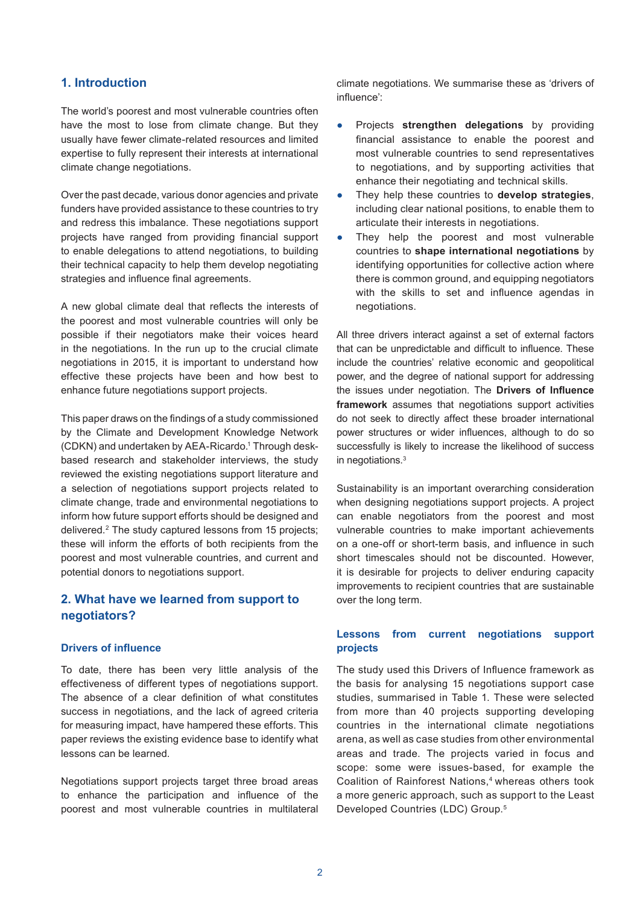## 1. Introduction

The world's poorest and most vulnerable countries often have the most to lose from climate change. But they usually have fewer climate-related resources and limited expertise to fully represent their interests at international climate change negotiations.

Over the past decade, various donor agencies and private funders have provided assistance to these countries to try and redress this imbalance. These negotiations support projects have ranged from providing financial support to enable delegations to attend negotiations, to building their technical capacity to help them develop negotiating strategies and influence final agreements.

A new global climate deal that reflects the interests of the poorest and most vulnerable countries will only be possible if their negotiators make their voices heard in the negotiations. In the run up to the crucial climate negotiations in 2015, it is important to understand how effective these projects have been and how best to enhance future negotiations support projects.

This paper draws on the findings of a study commissioned by the Climate and Development Knowledge Network (CDKN) and undertaken by AEA-Ricardo.[1] Through desk-based research and stakeholder interviews, the study reviewed the existing negotiations support literature and a selection of negotiations support projects related to climate change, trade and environmental negotiations to inform how future support efforts should be designed and delivered.[2] The study captured lessons from 15 projects; these will inform the efforts of both recipients from the poorest and most vulnerable countries, and current and potential donors to negotiations support.

## 2. What have we learned from support to negotiators?

### Drivers of influence

To date, there has been very little analysis of the effectiveness of different types of negotiations support. The absence of a clear definition of what constitutes success in negotiations, and the lack of agreed criteria for measuring impact, have hampered these efforts. This paper reviews the existing evidence base to identify what lessons can be learned.

Negotiations support projects target three broad areas to enhance the participation and influence of the poorest and most vulnerable countries in multilateral climate negotiations. We summarise these as 'drivers of influence':

- Projects **strengthen delegations** by providing financial assistance to enable the poorest and most vulnerable countries to send representatives to negotiations, and by supporting activities that enhance their negotiating and technical skills.
- They help these countries to **develop strategies**, including clear national positions, to enable them to articulate their interests in negotiations.
- They help the poorest and most vulnerable countries to **shape international negotiations** by identifying opportunities for collective action where there is common ground, and equipping negotiators with the skills to set and influence agendas in negotiations.

All three drivers interact against a set of external factors that can be unpredictable and difficult to influence. These include the countries' relative economic and geopolitical power, and the degree of national support for addressing the issues under negotiation. The **Drivers of Influence framework** assumes that negotiations support activities do not seek to directly affect these broader international power structures or wider influences, although to do so successfully is likely to increase the likelihood of success in negotiations.[3]

Sustainability is an important overarching consideration when designing negotiations support projects. A project can enable negotiators from the poorest and most vulnerable countries to make important achievements on a one-off or short-term basis, and influence in such short timescales should not be discounted. However, it is desirable for projects to deliver enduring capacity improvements to recipient countries that are sustainable over the long term.

### Lessons from current negotiations support projects

The study used this Drivers of Influence framework as the basis for analysing 15 negotiations support case studies, summarised in Table 1. These were selected from more than 40 projects supporting developing countries in the international climate negotiations arena, as well as case studies from other environmental areas and trade. The projects varied in focus and scope: some were issues-based, for example the Coalition of Rainforest Nations,[4] whereas others took a more generic approach, such as support to the Least Developed Countries (LDC) Group.[5]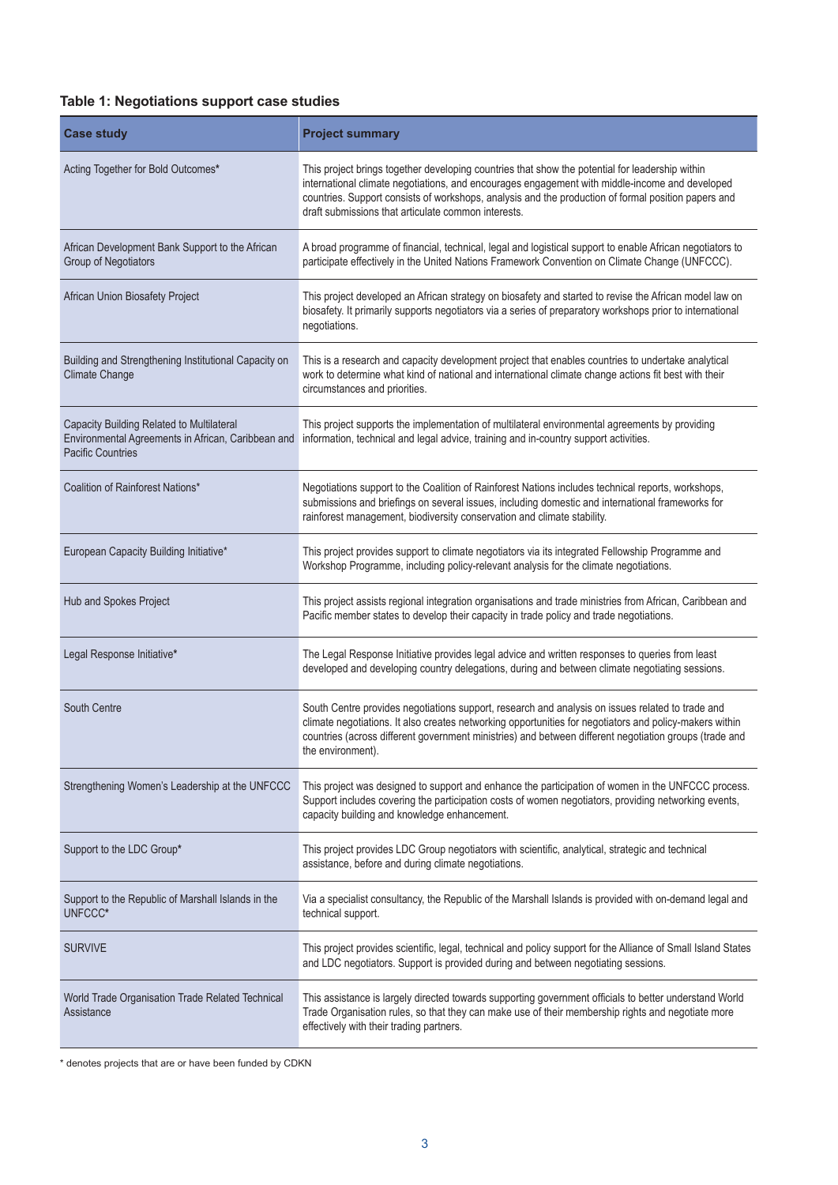**Table 1: Negotiations support case studies**

| Case study | Project summary |
|---|---|
| Acting Together for Bold Outcomes* | This project brings together developing countries that show the potential for leadership within international climate negotiations, and encourages engagement with middle-income and developed countries. Support consists of workshops, analysis and the production of formal position papers and draft submissions that articulate common interests. |
| African Development Bank Support to the African Group of Negotiators | A broad programme of financial, technical, legal and logistical support to enable African negotiators to participate effectively in the United Nations Framework Convention on Climate Change (UNFCCC). |
| African Union Biosafety Project | This project developed an African strategy on biosafety and started to revise the African model law on biosafety. It primarily supports negotiators via a series of preparatory workshops prior to international negotiations. |
| Building and Strengthening Institutional Capacity on Climate Change | This is a research and capacity development project that enables countries to undertake analytical work to determine what kind of national and international climate change actions fit best with their circumstances and priorities. |
| Capacity Building Related to Multilateral Environmental Agreements in African, Caribbean and Pacific Countries | This project supports the implementation of multilateral environmental agreements by providing information, technical and legal advice, training and in-country support activities. |
| Coalition of Rainforest Nations* | Negotiations support to the Coalition of Rainforest Nations includes technical reports, workshops, submissions and briefings on several issues, including domestic and international frameworks for rainforest management, biodiversity conservation and climate stability. |
| European Capacity Building Initiative* | This project provides support to climate negotiators via its integrated Fellowship Programme and Workshop Programme, including policy-relevant analysis for the climate negotiations. |
| Hub and Spokes Project | This project assists regional integration organisations and trade ministries from African, Caribbean and Pacific member states to develop their capacity in trade policy and trade negotiations. |
| Legal Response Initiative* | The Legal Response Initiative provides legal advice and written responses to queries from least developed and developing country delegations, during and between climate negotiating sessions. |
| South Centre | South Centre provides negotiations support, research and analysis on issues related to trade and climate negotiations. It also creates networking opportunities for negotiators and policy-makers within countries (across different government ministries) and between different negotiation groups (trade and the environment). |
| Strengthening Women's Leadership at the UNFCCC | This project was designed to support and enhance the participation of women in the UNFCCC process. Support includes covering the participation costs of women negotiators, providing networking events, capacity building and knowledge enhancement. |
| Support to the LDC Group* | This project provides LDC Group negotiators with scientific, analytical, strategic and technical assistance, before and during climate negotiations. |
| Support to the Republic of Marshall Islands in the UNFCCC* | Via a specialist consultancy, the Republic of the Marshall Islands is provided with on-demand legal and technical support. |
| SURVIVE | This project provides scientific, legal, technical and policy support for the Alliance of Small Island States and LDC negotiators. Support is provided during and between negotiating sessions. |
| World Trade Organisation Trade Related Technical Assistance | This assistance is largely directed towards supporting government officials to better understand World Trade Organisation rules, so that they can make use of their membership rights and negotiate more effectively with their trading partners. |

* denotes projects that are or have been funded by CDKN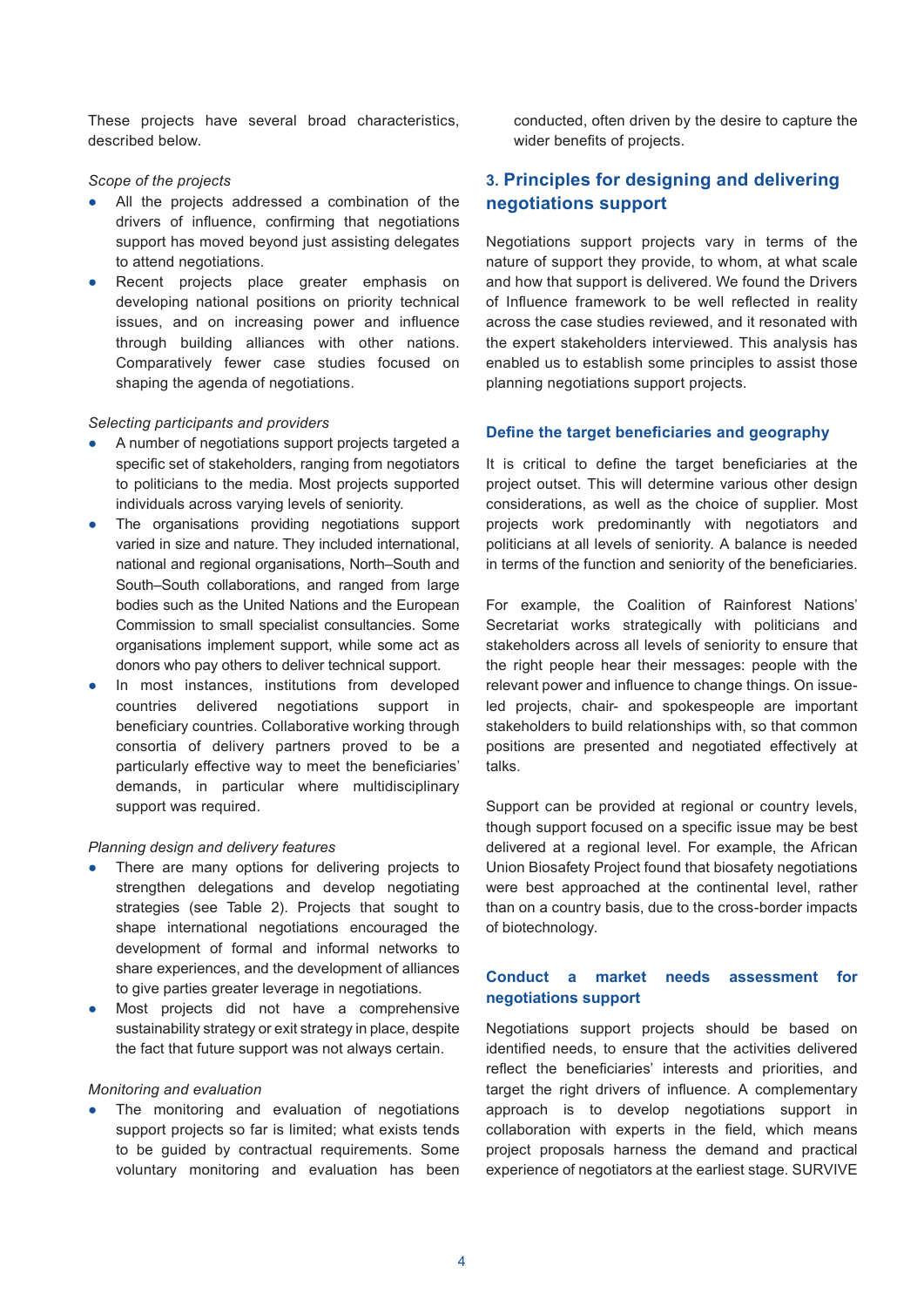These projects have several broad characteristics, described below.

*Scope of the projects*

- All the projects addressed a combination of the drivers of influence, confirming that negotiations support has moved beyond just assisting delegates to attend negotiations.
- Recent projects place greater emphasis on developing national positions on priority technical issues, and on increasing power and influence through building alliances with other nations. Comparatively fewer case studies focused on shaping the agenda of negotiations.

*Selecting participants and providers*

- A number of negotiations support projects targeted a specific set of stakeholders, ranging from negotiators to politicians to the media. Most projects supported individuals across varying levels of seniority.
- The organisations providing negotiations support varied in size and nature. They included international, national and regional organisations, North–South and South–South collaborations, and ranged from large bodies such as the United Nations and the European Commission to small specialist consultancies. Some organisations implement support, while some act as donors who pay others to deliver technical support.
- In most instances, institutions from developed countries delivered negotiations support in beneficiary countries. Collaborative working through consortia of delivery partners proved to be a particularly effective way to meet the beneficiaries' demands, in particular where multidisciplinary support was required.

*Planning design and delivery features*

- There are many options for delivering projects to strengthen delegations and develop negotiating strategies (see Table 2). Projects that sought to shape international negotiations encouraged the development of formal and informal networks to share experiences, and the development of alliances to give parties greater leverage in negotiations.
- Most projects did not have a comprehensive sustainability strategy or exit strategy in place, despite the fact that future support was not always certain.

*Monitoring and evaluation*

- The monitoring and evaluation of negotiations support projects so far is limited; what exists tends to be guided by contractual requirements. Some voluntary monitoring and evaluation has been conducted, often driven by the desire to capture the wider benefits of projects.

## 3. Principles for designing and delivering negotiations support

Negotiations support projects vary in terms of the nature of support they provide, to whom, at what scale and how that support is delivered. We found the Drivers of Influence framework to be well reflected in reality across the case studies reviewed, and it resonated with the expert stakeholders interviewed. This analysis has enabled us to establish some principles to assist those planning negotiations support projects.

### Define the target beneficiaries and geography

It is critical to define the target beneficiaries at the project outset. This will determine various other design considerations, as well as the choice of supplier. Most projects work predominantly with negotiators and politicians at all levels of seniority. A balance is needed in terms of the function and seniority of the beneficiaries.

For example, the Coalition of Rainforest Nations' Secretariat works strategically with politicians and stakeholders across all levels of seniority to ensure that the right people hear their messages: people with the relevant power and influence to change things. On issue-led projects, chair- and spokespeople are important stakeholders to build relationships with, so that common positions are presented and negotiated effectively at talks.

Support can be provided at regional or country levels, though support focused on a specific issue may be best delivered at a regional level. For example, the African Union Biosafety Project found that biosafety negotiations were best approached at the continental level, rather than on a country basis, due to the cross-border impacts of biotechnology.

### Conduct a market needs assessment for negotiations support

Negotiations support projects should be based on identified needs, to ensure that the activities delivered reflect the beneficiaries' interests and priorities, and target the right drivers of influence. A complementary approach is to develop negotiations support in collaboration with experts in the field, which means project proposals harness the demand and practical experience of negotiators at the earliest stage. SURVIVE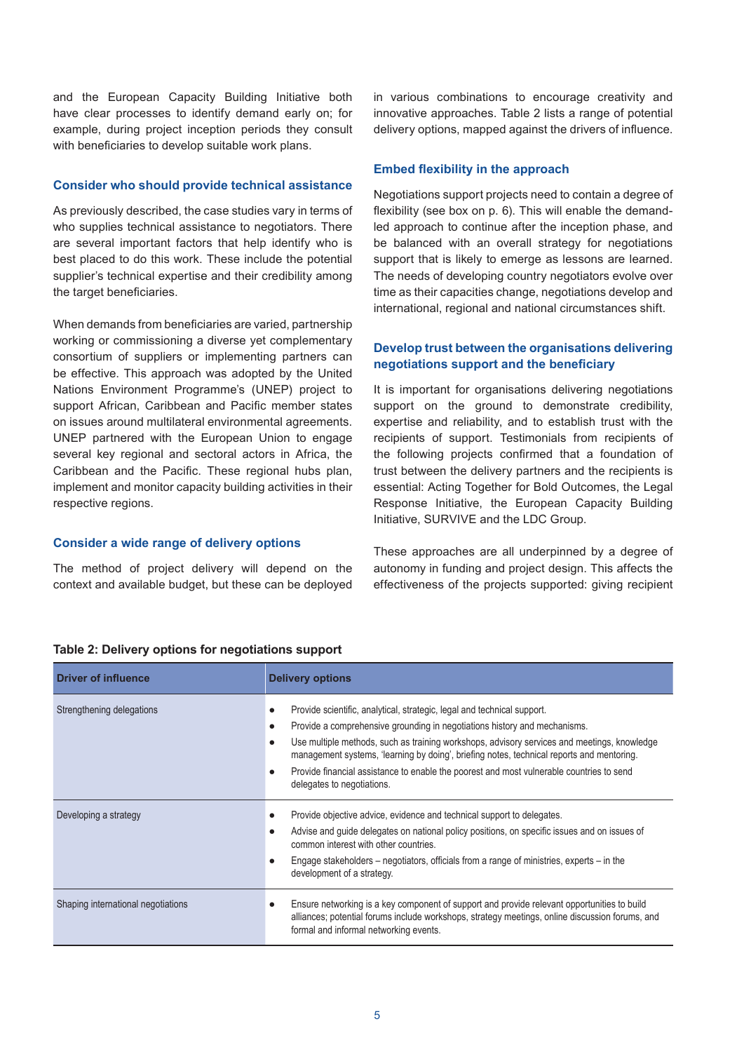and the European Capacity Building Initiative both have clear processes to identify demand early on; for example, during project inception periods they consult with beneficiaries to develop suitable work plans.

### Consider who should provide technical assistance

As previously described, the case studies vary in terms of who supplies technical assistance to negotiators. There are several important factors that help identify who is best placed to do this work. These include the potential supplier's technical expertise and their credibility among the target beneficiaries.

When demands from beneficiaries are varied, partnership working or commissioning a diverse yet complementary consortium of suppliers or implementing partners can be effective. This approach was adopted by the United Nations Environment Programme's (UNEP) project to support African, Caribbean and Pacific member states on issues around multilateral environmental agreements. UNEP partnered with the European Union to engage several key regional and sectoral actors in Africa, the Caribbean and the Pacific. These regional hubs plan, implement and monitor capacity building activities in their respective regions.

### Consider a wide range of delivery options

The method of project delivery will depend on the context and available budget, but these can be deployed in various combinations to encourage creativity and innovative approaches. Table 2 lists a range of potential delivery options, mapped against the drivers of influence.

### Embed flexibility in the approach

Negotiations support projects need to contain a degree of flexibility (see box on p. 6). This will enable the demand-led approach to continue after the inception phase, and be balanced with an overall strategy for negotiations support that is likely to emerge as lessons are learned. The needs of developing country negotiators evolve over time as their capacities change, negotiations develop and international, regional and national circumstances shift.

### Develop trust between the organisations delivering negotiations support and the beneficiary

It is important for organisations delivering negotiations support on the ground to demonstrate credibility, expertise and reliability, and to establish trust with the recipients of support. Testimonials from recipients of the following projects confirmed that a foundation of trust between the delivery partners and the recipients is essential: Acting Together for Bold Outcomes, the Legal Response Initiative, the European Capacity Building Initiative, SURVIVE and the LDC Group.

These approaches are all underpinned by a degree of autonomy in funding and project design. This affects the effectiveness of the projects supported: giving recipient

**Table 2: Delivery options for negotiations support**

| Driver of influence | Delivery options |
|---|---|
| Strengthening delegations | • Provide scientific, analytical, strategic, legal and technical support.<br>• Provide a comprehensive grounding in negotiations history and mechanisms.<br>• Use multiple methods, such as training workshops, advisory services and meetings, knowledge management systems, 'learning by doing', briefing notes, technical reports and mentoring.<br>• Provide financial assistance to enable the poorest and most vulnerable countries to send delegates to negotiations. |
| Developing a strategy | • Provide objective advice, evidence and technical support to delegates.<br>• Advise and guide delegates on national policy positions, on specific issues and on issues of common interest with other countries.<br>• Engage stakeholders – negotiators, officials from a range of ministries, experts – in the development of a strategy. |
| Shaping international negotiations | • Ensure networking is a key component of support and provide relevant opportunities to build alliances; potential forums include workshops, strategy meetings, online discussion forums, and formal and informal networking events. |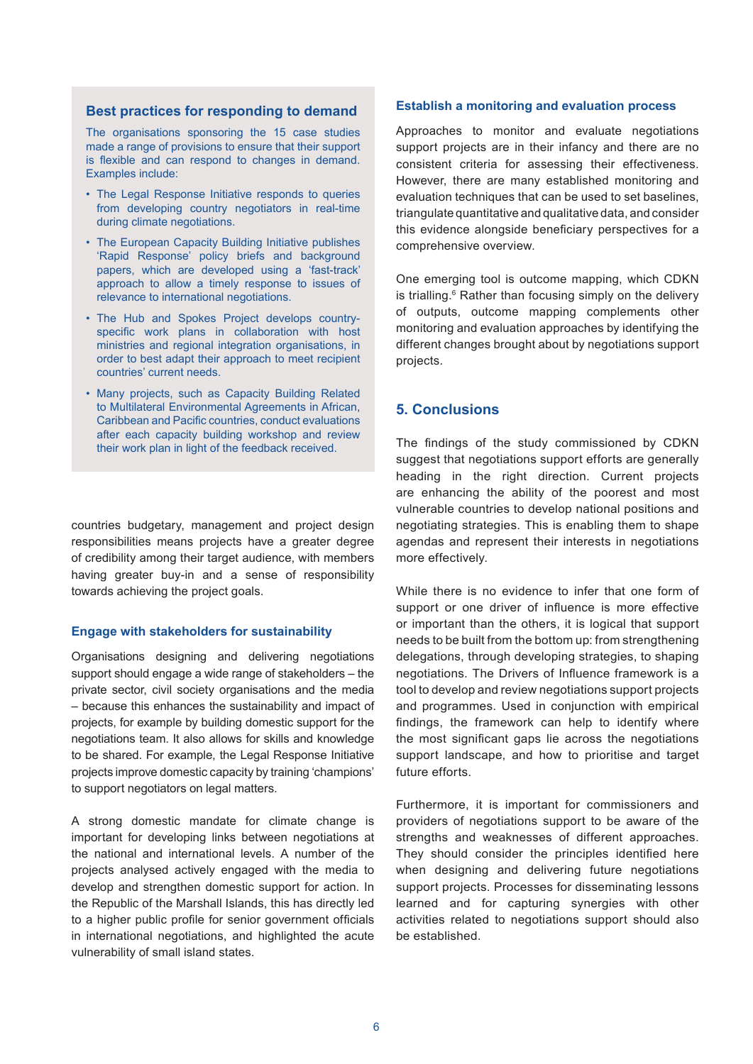### Best practices for responding to demand

The organisations sponsoring the 15 case studies made a range of provisions to ensure that their support is flexible and can respond to changes in demand. Examples include:

- The Legal Response Initiative responds to queries from developing country negotiators in real-time during climate negotiations.
- The European Capacity Building Initiative publishes 'Rapid Response' policy briefs and background papers, which are developed using a 'fast-track' approach to allow a timely response to issues of relevance to international negotiations.
- The Hub and Spokes Project develops country-specific work plans in collaboration with host ministries and regional integration organisations, in order to best adapt their approach to meet recipient countries' current needs.
- Many projects, such as Capacity Building Related to Multilateral Environmental Agreements in African, Caribbean and Pacific countries, conduct evaluations after each capacity building workshop and review their work plan in light of the feedback received.

countries budgetary, management and project design responsibilities means projects have a greater degree of credibility among their target audience, with members having greater buy-in and a sense of responsibility towards achieving the project goals.

### Engage with stakeholders for sustainability

Organisations designing and delivering negotiations support should engage a wide range of stakeholders – the private sector, civil society organisations and the media – because this enhances the sustainability and impact of projects, for example by building domestic support for the negotiations team. It also allows for skills and knowledge to be shared. For example, the Legal Response Initiative projects improve domestic capacity by training 'champions' to support negotiators on legal matters.

A strong domestic mandate for climate change is important for developing links between negotiations at the national and international levels. A number of the projects analysed actively engaged with the media to develop and strengthen domestic support for action. In the Republic of the Marshall Islands, this has directly led to a higher public profile for senior government officials in international negotiations, and highlighted the acute vulnerability of small island states.

### Establish a monitoring and evaluation process

Approaches to monitor and evaluate negotiations support projects are in their infancy and there are no consistent criteria for assessing their effectiveness. However, there are many established monitoring and evaluation techniques that can be used to set baselines, triangulate quantitative and qualitative data, and consider this evidence alongside beneficiary perspectives for a comprehensive overview.

One emerging tool is outcome mapping, which CDKN is trialling.[6] Rather than focusing simply on the delivery of outputs, outcome mapping complements other monitoring and evaluation approaches by identifying the different changes brought about by negotiations support projects.

## 5. Conclusions

The findings of the study commissioned by CDKN suggest that negotiations support efforts are generally heading in the right direction. Current projects are enhancing the ability of the poorest and most vulnerable countries to develop national positions and negotiating strategies. This is enabling them to shape agendas and represent their interests in negotiations more effectively.

While there is no evidence to infer that one form of support or one driver of influence is more effective or important than the others, it is logical that support needs to be built from the bottom up: from strengthening delegations, through developing strategies, to shaping negotiations. The Drivers of Influence framework is a tool to develop and review negotiations support projects and programmes. Used in conjunction with empirical findings, the framework can help to identify where the most significant gaps lie across the negotiations support landscape, and how to prioritise and target future efforts.

Furthermore, it is important for commissioners and providers of negotiations support to be aware of the strengths and weaknesses of different approaches. They should consider the principles identified here when designing and delivering future negotiations support projects. Processes for disseminating lessons learned and for capturing synergies with other activities related to negotiations support should also be established.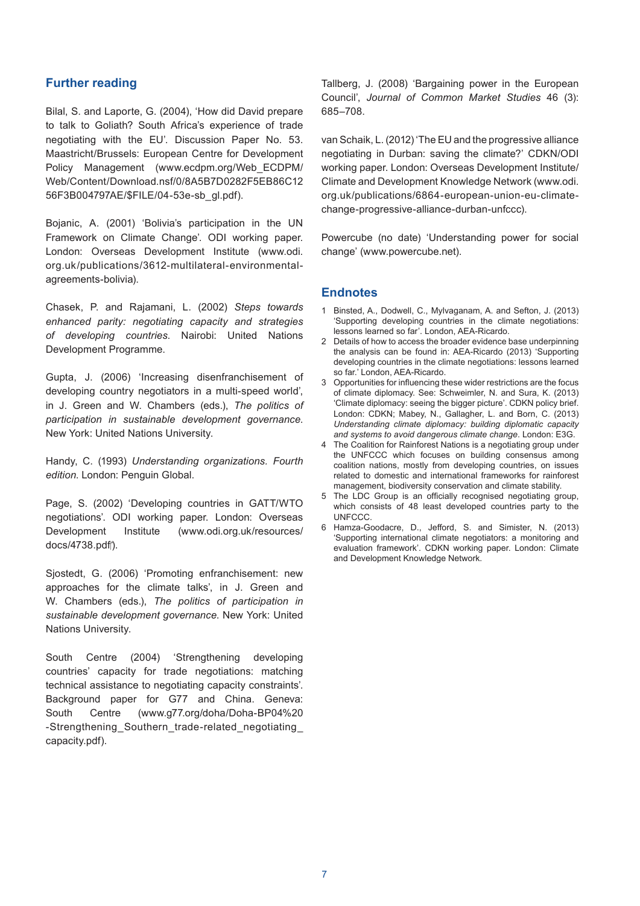## Further reading

Bilal, S. and Laporte, G. (2004), 'How did David prepare to talk to Goliath? South Africa's experience of trade negotiating with the EU'. Discussion Paper No. 53. Maastricht/Brussels: European Centre for Development Policy Management (www.ecdpm.org/Web_ECDPM/Web/Content/Download.nsf/0/8A5B7D0282F5EB86C1256F3B004797AE/$FILE/04-53e-sb_gl.pdf).

Bojanic, A. (2001) 'Bolivia's participation in the UN Framework on Climate Change'. ODI working paper. London: Overseas Development Institute (www.odi.org.uk/publications/3612-multilateral-environmental-agreements-bolivia).

Chasek, P. and Rajamani, L. (2002) *Steps towards enhanced parity: negotiating capacity and strategies of developing countries*. Nairobi: United Nations Development Programme.

Gupta, J. (2006) 'Increasing disenfranchisement of developing country negotiators in a multi-speed world', in J. Green and W. Chambers (eds.), *The politics of participation in sustainable development governance*. New York: United Nations University.

Handy, C. (1993) *Understanding organizations. Fourth edition*. London: Penguin Global.

Page, S. (2002) 'Developing countries in GATT/WTO negotiations'. ODI working paper. London: Overseas Development Institute (www.odi.org.uk/resources/docs/4738.pdf).

Sjostedt, G. (2006) 'Promoting enfranchisement: new approaches for the climate talks', in J. Green and W. Chambers (eds.), *The politics of participation in sustainable development governance*. New York: United Nations University.

South Centre (2004) 'Strengthening developing countries' capacity for trade negotiations: matching technical assistance to negotiating capacity constraints'. Background paper for G77 and China. Geneva: South Centre (www.g77.org/doha/Doha-BP04%20-Strengthening_Southern_trade-related_negotiating_capacity.pdf).

Tallberg, J. (2008) 'Bargaining power in the European Council', *Journal of Common Market Studies* 46 (3): 685–708.

van Schaik, L. (2012) 'The EU and the progressive alliance negotiating in Durban: saving the climate?' CDKN/ODI working paper. London: Overseas Development Institute/Climate and Development Knowledge Network (www.odi.org.uk/publications/6864-european-union-eu-climate-change-progressive-alliance-durban-unfccc).

Powercube (no date) 'Understanding power for social change' (www.powercube.net).

## Endnotes

1. Binsted, A., Dodwell, C., Mylvaganam, A. and Sefton, J. (2013) 'Supporting developing countries in the climate negotiations: lessons learned so far'. London, AEA-Ricardo.
2. Details of how to access the broader evidence base underpinning the analysis can be found in: AEA-Ricardo (2013) 'Supporting developing countries in the climate negotiations: lessons learned so far.' London, AEA-Ricardo.
3. Opportunities for influencing these wider restrictions are the focus of climate diplomacy. See: Schweimler, N. and Sura, K. (2013) 'Climate diplomacy: seeing the bigger picture'. CDKN policy brief. London: CDKN; Mabey, N., Gallagher, L. and Born, C. (2013) *Understanding climate diplomacy: building diplomatic capacity and systems to avoid dangerous climate change*. London: E3G.
4. The Coalition for Rainforest Nations is a negotiating group under the UNFCCC which focuses on building consensus among coalition nations, mostly from developing countries, on issues related to domestic and international frameworks for rainforest management, biodiversity conservation and climate stability.
5. The LDC Group is an officially recognised negotiating group, which consists of 48 least developed countries party to the UNFCCC.
6. Hamza-Goodacre, D., Jefford, S. and Simister, N. (2013) 'Supporting international climate negotiators: a monitoring and evaluation framework'. CDKN working paper. London: Climate and Development Knowledge Network.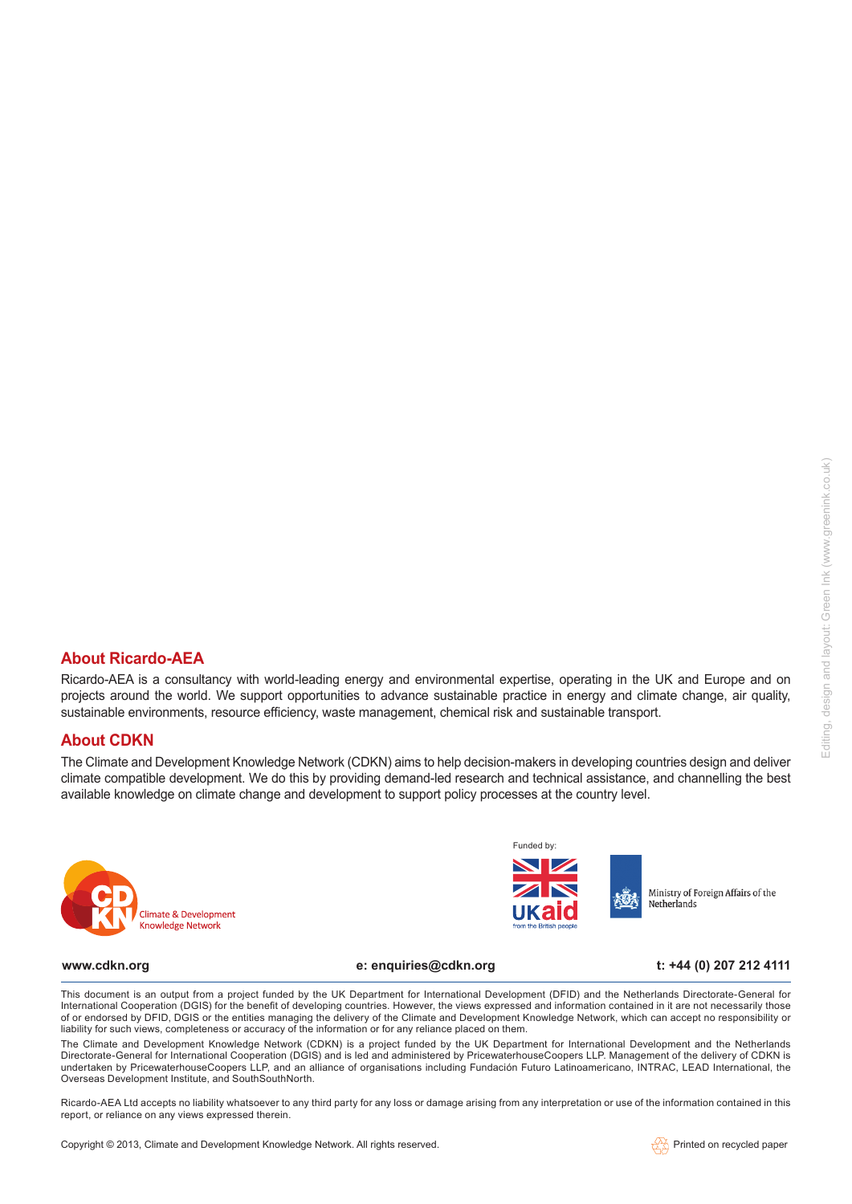## About Ricardo-AEA

Ricardo-AEA is a consultancy with world-leading energy and environmental expertise, operating in the UK and Europe and on projects around the world. We support opportunities to advance sustainable practice in energy and climate change, air quality, sustainable environments, resource efficiency, waste management, chemical risk and sustainable transport.

## About CDKN

The Climate and Development Knowledge Network (CDKN) aims to help decision-makers in developing countries design and deliver climate compatible development. We do this by providing demand-led research and technical assistance, and channelling the best available knowledge on climate change and development to support policy processes at the country level.

Climate & Development Knowledge Network

Funded by:

UKaid from the British people

Ministry of Foreign Affairs of the Netherlands

**www.cdkn.org** **e: enquiries@cdkn.org** **t: +44 (0) 207 212 4111**

This document is an output from a project funded by the UK Department for International Development (DFID) and the Netherlands Directorate-General for International Cooperation (DGIS) for the benefit of developing countries. However, the views expressed and information contained in it are not necessarily those of or endorsed by DFID, DGIS or the entities managing the delivery of the Climate and Development Knowledge Network, which can accept no responsibility or liability for such views, completeness or accuracy of the information or for any reliance placed on them.

The Climate and Development Knowledge Network (CDKN) is a project funded by the UK Department for International Development and the Netherlands Directorate-General for International Cooperation (DGIS) and is led and administered by PricewaterhouseCoopers LLP. Management of the delivery of CDKN is undertaken by PricewaterhouseCoopers LLP, and an alliance of organisations including Fundación Futuro Latinoamericano, INTRAC, LEAD International, the Overseas Development Institute, and SouthSouthNorth.

Ricardo-AEA Ltd accepts no liability whatsoever to any third party for any loss or damage arising from any interpretation or use of the information contained in this report, or reliance on any views expressed therein.

Copyright © 2013, Climate and Development Knowledge Network. All rights reserved.

Printed on recycled paper

Editing, design and layout: Green Ink (www.greenink.co.uk)